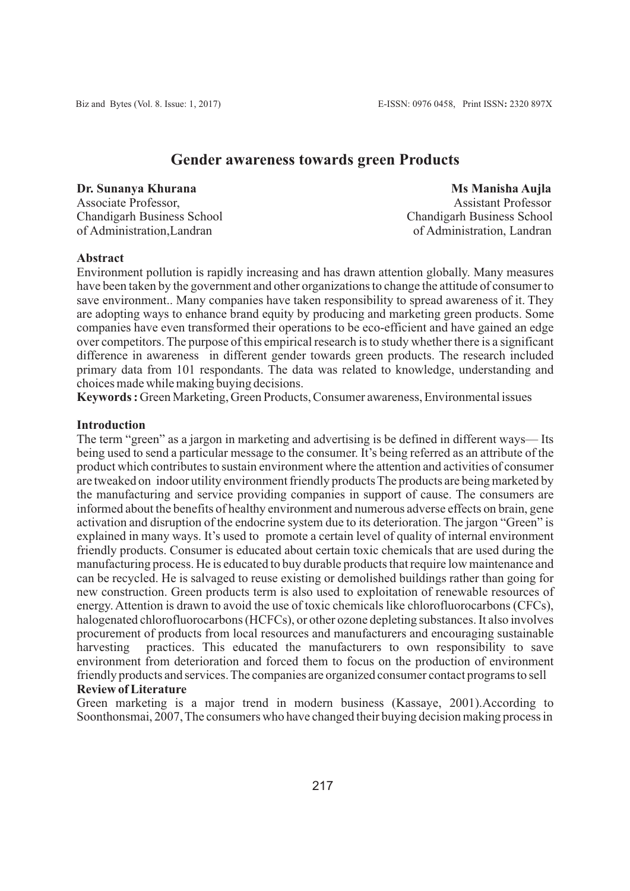# Gender awareness towards green Products

**Dr. Sunanya Khurana**
Associate Professor,
Chandigarh Business School
of Administration,Landran

**Ms Manisha Aujla**
Assistant Professor
Chandigarh Business School
of Administration, Landran

**Abstract**

Environment pollution is rapidly increasing and has drawn attention globally. Many measures have been taken by the government and other organizations to change the attitude of consumer to save environment.. Many companies have taken responsibility to spread awareness of it. They are adopting ways to enhance brand equity by producing and marketing green products. Some companies have even transformed their operations to be eco-efficient and have gained an edge over competitors. The purpose of this empirical research is to study whether there is a significant difference in awareness in different gender towards green products. The research included primary data from 101 respondants. The data was related to knowledge, understanding and choices made while making buying decisions.

**Keywords :** Green Marketing, Green Products, Consumer awareness, Environmental issues

**Introduction**

The term "green" as a jargon in marketing and advertising is be defined in different ways— Its being used to send a particular message to the consumer. It's being referred as an attribute of the product which contributes to sustain environment where the attention and activities of consumer are tweaked on indoor utility environment friendly products The products are being marketed by the manufacturing and service providing companies in support of cause. The consumers are informed about the benefits of healthy environment and numerous adverse effects on brain, gene activation and disruption of the endocrine system due to its deterioration. The jargon "Green" is explained in many ways. It's used to promote a certain level of quality of internal environment friendly products. Consumer is educated about certain toxic chemicals that are used during the manufacturing process. He is educated to buy durable products that require low maintenance and can be recycled. He is salvaged to reuse existing or demolished buildings rather than going for new construction. Green products term is also used to exploitation of renewable resources of energy. Attention is drawn to avoid the use of toxic chemicals like chlorofluorocarbons (CFCs), halogenated chlorofluorocarbons (HCFCs), or other ozone depleting substances. It also involves procurement of products from local resources and manufacturers and encouraging sustainable harvesting practices. This educated the manufacturers to own responsibility to save environment from deterioration and forced them to focus on the production of environment friendly products and services. The companies are organized consumer contact programs to sell

**Review of Literature**

Green marketing is a major trend in modern business (Kassaye, 2001).According to Soonthonsmai, 2007, The consumers who have changed their buying decision making process in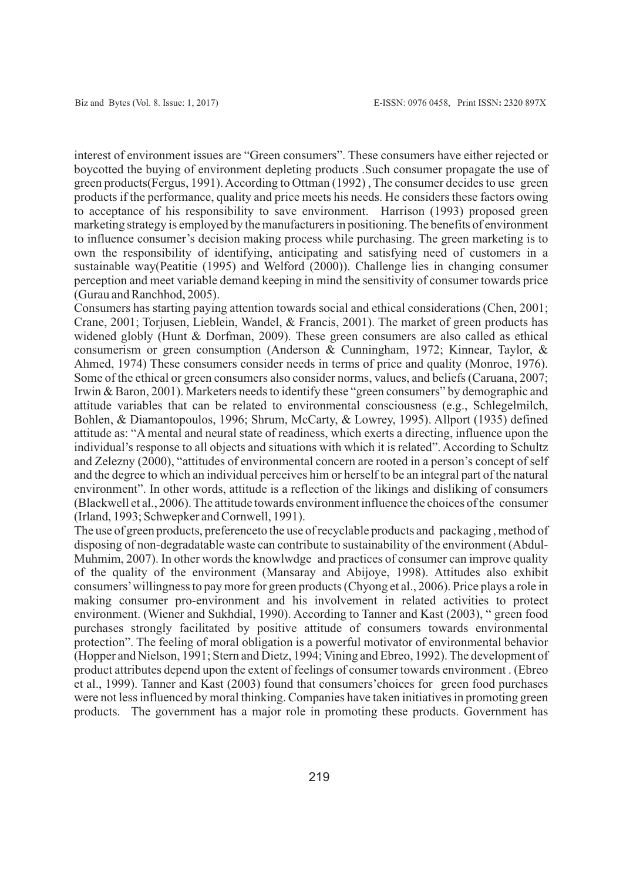interest of environment issues are "Green consumers". These consumers have either rejected or boycotted the buying of environment depleting products .Such consumer propagate the use of green products(Fergus, 1991). According to Ottman (1992) , The consumer decides to use green products if the performance, quality and price meets his needs. He considers these factors owing to acceptance of his responsibility to save environment. Harrison (1993) proposed green marketing strategy is employed by the manufacturers in positioning. The benefits of environment to influence consumer's decision making process while purchasing. The green marketing is to own the responsibility of identifying, anticipating and satisfying need of customers in a sustainable way(Peatitie (1995) and Welford (2000)). Challenge lies in changing consumer perception and meet variable demand keeping in mind the sensitivity of consumer towards price (Gurau and Ranchhod, 2005).

Consumers has starting paying attention towards social and ethical considerations (Chen, 2001; Crane, 2001; Torjusen, Lieblein, Wandel, & Francis, 2001). The market of green products has widened globly (Hunt & Dorfman, 2009). These green consumers are also called as ethical consumerism or green consumption (Anderson & Cunningham, 1972; Kinnear, Taylor, & Ahmed, 1974) These consumers consider needs in terms of price and quality (Monroe, 1976). Some of the ethical or green consumers also consider norms, values, and beliefs (Caruana, 2007; Irwin & Baron, 2001). Marketers needs to identify these "green consumers" by demographic and attitude variables that can be related to environmental consciousness (e.g., Schlegelmilch, Bohlen, & Diamantopoulos, 1996; Shrum, McCarty, & Lowrey, 1995). Allport (1935) defined attitude as: "A mental and neural state of readiness, which exerts a directing, influence upon the individual's response to all objects and situations with which it is related". According to Schultz and Zelezny (2000), "attitudes of environmental concern are rooted in a person's concept of self and the degree to which an individual perceives him or herself to be an integral part of the natural environment". In other words, attitude is a reflection of the likings and disliking of consumers (Blackwell et al., 2006). The attitude towards environment influence the choices of the consumer (Irland, 1993; Schwepker and Cornwell, 1991).

The use of green products, preferenceto the use of recyclable products and packaging , method of disposing of non-degradatable waste can contribute to sustainability of the environment (Abdul-Muhmim, 2007). In other words the knowlwdge and practices of consumer can improve quality of the quality of the environment (Mansaray and Abijoye, 1998). Attitudes also exhibit consumers' willingness to pay more for green products (Chyong et al., 2006). Price plays a role in making consumer pro-environment and his involvement in related activities to protect environment. (Wiener and Sukhdial, 1990). According to Tanner and Kast (2003), " green food purchases strongly facilitated by positive attitude of consumers towards environmental protection". The feeling of moral obligation is a powerful motivator of environmental behavior (Hopper and Nielson, 1991; Stern and Dietz, 1994; Vining and Ebreo, 1992). The development of product attributes depend upon the extent of feelings of consumer towards environment . (Ebreo et al., 1999). Tanner and Kast (2003) found that consumers'choices for green food purchases were not less influenced by moral thinking. Companies have taken initiatives in promoting green products. The government has a major role in promoting these products. Government has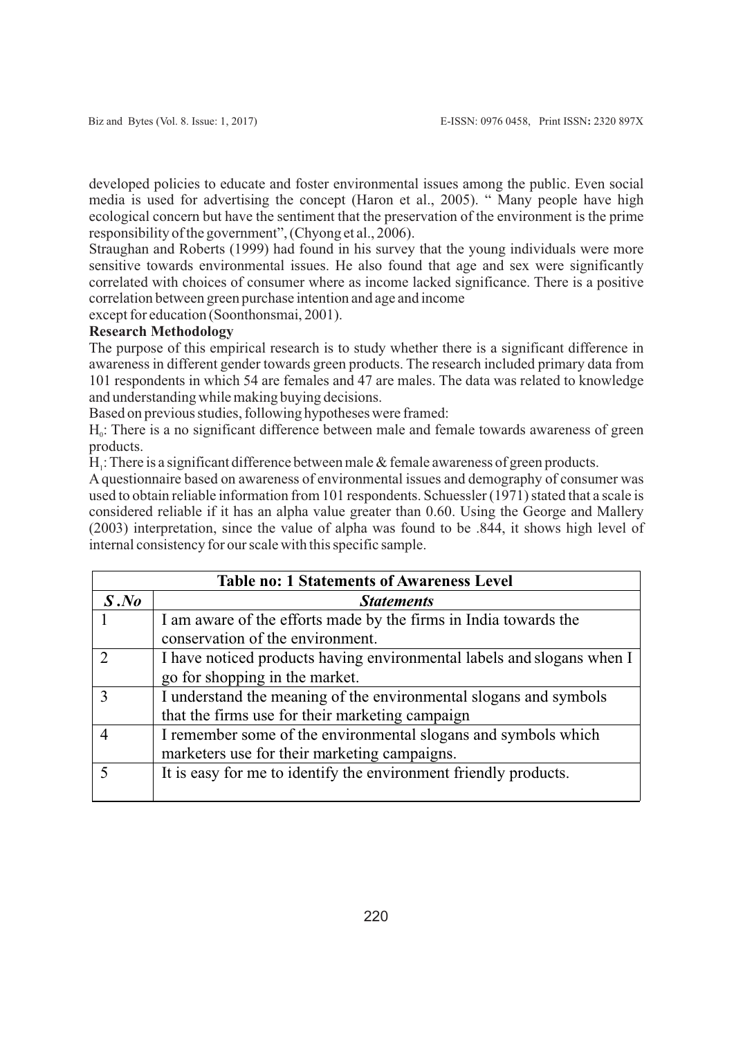developed policies to educate and foster environmental issues among the public. Even social media is used for advertising the concept (Haron et al., 2005). " Many people have high ecological concern but have the sentiment that the preservation of the environment is the prime responsibility of the government", (Chyong et al., 2006).

Straughan and Roberts (1999) had found in his survey that the young individuals were more sensitive towards environmental issues. He also found that age and sex were significantly correlated with choices of consumer where as income lacked significance. There is a positive correlation between green purchase intention and age and income except for education (Soonthonsmai, 2001).

**Research Methodology**

The purpose of this empirical research is to study whether there is a significant difference in awareness in different gender towards green products. The research included primary data from 101 respondents in which 54 are females and 47 are males. The data was related to knowledge and understanding while making buying decisions.

Based on previous studies, following hypotheses were framed:

$H_0$: There is a no significant difference between male and female towards awareness of green products.

$H_1$: There is a significant difference between male & female awareness of green products.

A questionnaire based on awareness of environmental issues and demography of consumer was used to obtain reliable information from 101 respondents. Schuessler (1971) stated that a scale is considered reliable if it has an alpha value greater than 0.60. Using the George and Mallery (2003) interpretation, since the value of alpha was found to be .844, it shows high level of internal consistency for our scale with this specific sample.

**Table no: 1 Statements of Awareness Level**

| *S .No* | *Statements* |
|---|---|
| 1 | I am aware of the efforts made by the firms in India towards the conservation of the environment. |
| 2 | I have noticed products having environmental labels and slogans when I go for shopping in the market. |
| 3 | I understand the meaning of the environmental slogans and symbols that the firms use for their marketing campaign |
| 4 | I remember some of the environmental slogans and symbols which marketers use for their marketing campaigns. |
| 5 | It is easy for me to identify the environment friendly products. |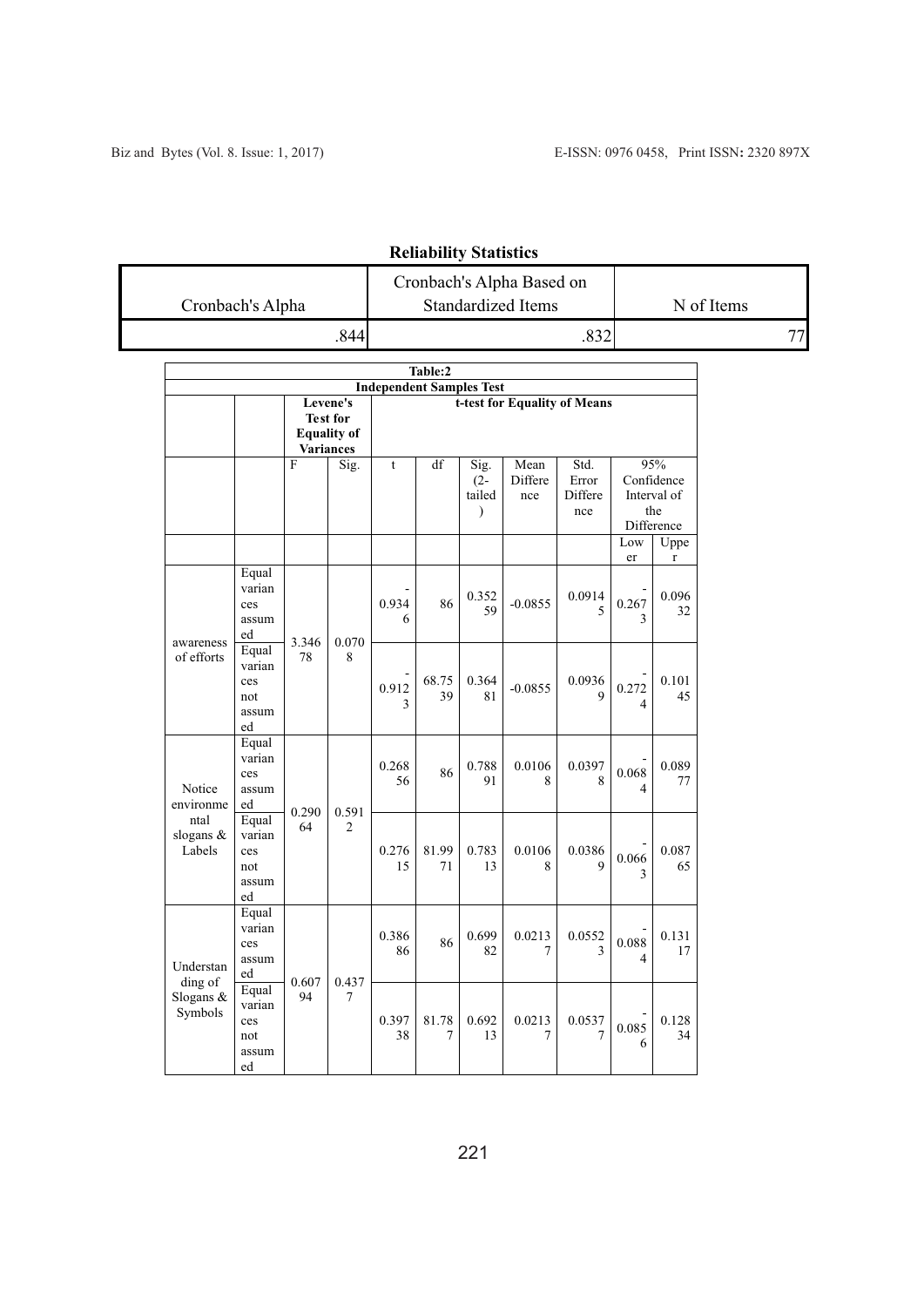**Reliability Statistics**

| Cronbach's Alpha | Cronbach's Alpha Based on Standardized Items | N of Items |
|---|---|---|
| .844 | .832 | 77 |

**Table:2**

**Independent Samples Test**

| | | Levene's Test for Equality of Variances | | t-test for Equality of Means | | | | | | |
|---|---|---|---|---|---|---|---|---|---|---|
| | | F | Sig. | t | df | Sig. (2-tailed) | Mean Difference | Std. Error Difference | 95% Confidence Interval of the Difference | |
| | | | | | | | | | Lower | Upper |
| awareness of efforts | Equal variances assumed | 3.34678 | 0.0708 | -0.9346 | 86 | 0.35259 | -0.0855 | 0.09145 | -0.2673 | 0.09632 |
| | Equal variances not assumed | | | -0.9123 | 68.7539 | 0.36481 | -0.0855 | 0.09369 | -0.2724 | 0.10145 |
| Notice environmental slogans & Labels | Equal variances assumed | 0.29064 | 0.5912 | 0.26856 | 86 | 0.78891 | 0.01068 | 0.03978 | -0.0684 | 0.08977 |
| | Equal variances not assumed | | | 0.27615 | 81.9971 | 0.78313 | 0.01068 | 0.03869 | -0.0663 | 0.08765 |
| Understanding of Slogans & Symbols | Equal variances assumed | 0.60794 | 0.4377 | 0.38686 | 86 | 0.69982 | 0.02137 | 0.05523 | -0.0884 | 0.13117 |
| | Equal variances not assumed | | | 0.39738 | 81.787 | 0.69213 | 0.02137 | 0.05377 | -0.0856 | 0.12834 |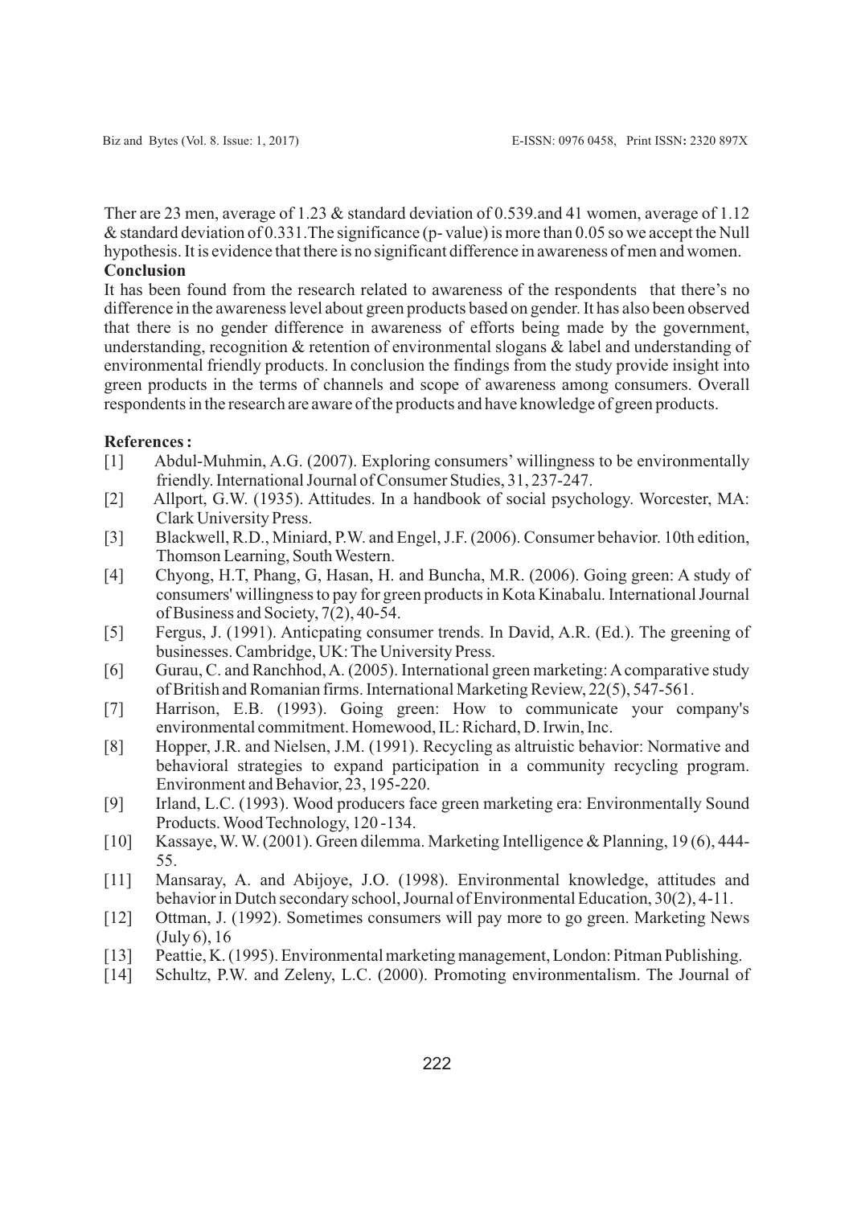Ther are 23 men, average of 1.23 & standard deviation of 0.539.and 41 women, average of 1.12 & standard deviation of 0.331.The significance (p- value) is more than 0.05 so we accept the Null hypothesis. It is evidence that there is no significant difference in awareness of men and women.

**Conclusion**

It has been found from the research related to awareness of the respondents that there's no difference in the awareness level about green products based on gender. It has also been observed that there is no gender difference in awareness of efforts being made by the government, understanding, recognition & retention of environmental slogans & label and understanding of environmental friendly products. In conclusion the findings from the study provide insight into green products in the terms of channels and scope of awareness among consumers. Overall respondents in the research are aware of the products and have knowledge of green products.

**References :**

[1] Abdul-Muhmin, A.G. (2007). Exploring consumers' willingness to be environmentally friendly. International Journal of Consumer Studies, 31, 237-247.

[2] Allport, G.W. (1935). Attitudes. In a handbook of social psychology. Worcester, MA: Clark University Press.

[3] Blackwell, R.D., Miniard, P.W. and Engel, J.F. (2006). Consumer behavior. 10th edition, Thomson Learning, South Western.

[4] Chyong, H.T, Phang, G, Hasan, H. and Buncha, M.R. (2006). Going green: A study of consumers' willingness to pay for green products in Kota Kinabalu. International Journal of Business and Society, 7(2), 40-54.

[5] Fergus, J. (1991). Anticpating consumer trends. In David, A.R. (Ed.). The greening of businesses. Cambridge, UK: The University Press.

[6] Gurau, C. and Ranchhod, A. (2005). International green marketing: A comparative study of British and Romanian firms. International Marketing Review, 22(5), 547-561.

[7] Harrison, E.B. (1993). Going green: How to communicate your company's environmental commitment. Homewood, IL: Richard, D. Irwin, Inc.

[8] Hopper, J.R. and Nielsen, J.M. (1991). Recycling as altruistic behavior: Normative and behavioral strategies to expand participation in a community recycling program. Environment and Behavior, 23, 195-220.

[9] Irland, L.C. (1993). Wood producers face green marketing era: Environmentally Sound Products. Wood Technology, 120 -134.

[10] Kassaye, W. W. (2001). Green dilemma. Marketing Intelligence & Planning, 19 (6), 444-55.

[11] Mansaray, A. and Abijoye, J.O. (1998). Environmental knowledge, attitudes and behavior in Dutch secondary school, Journal of Environmental Education, 30(2), 4-11.

[12] Ottman, J. (1992). Sometimes consumers will pay more to go green. Marketing News (July 6), 16

[13] Peattie, K. (1995). Environmental marketing management, London: Pitman Publishing.

[14] Schultz, P.W. and Zeleny, L.C. (2000). Promoting environmentalism. The Journal of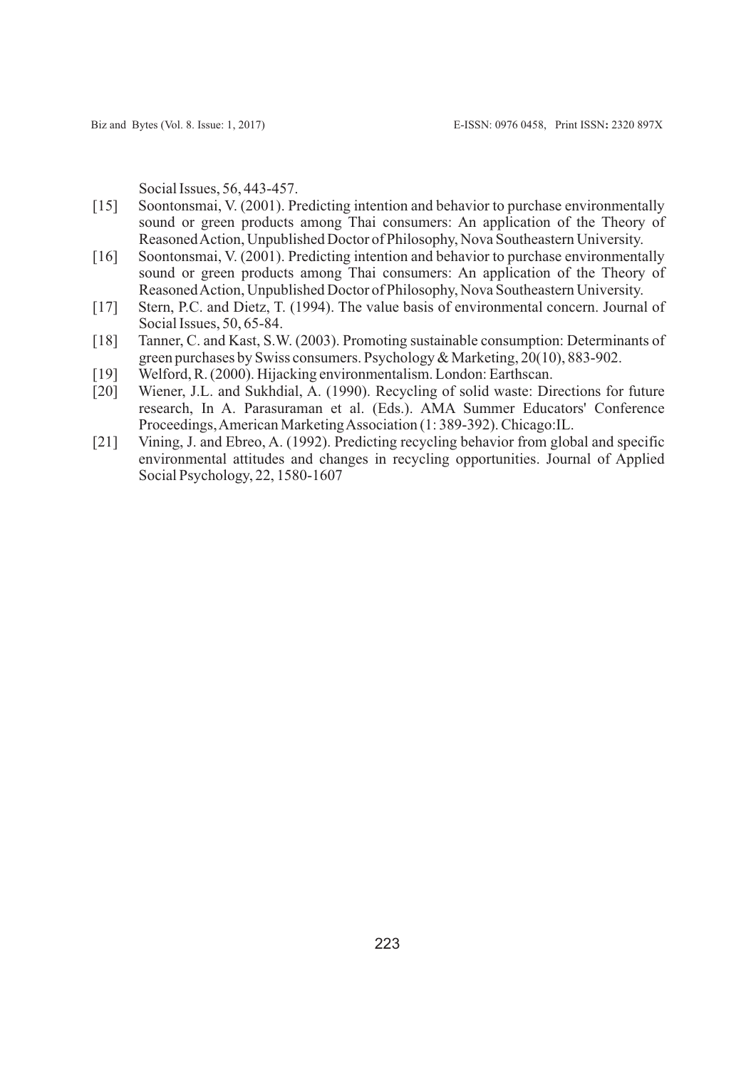Social Issues, 56, 443-457.

[15] Soontonsmai, V. (2001). Predicting intention and behavior to purchase environmentally sound or green products among Thai consumers: An application of the Theory of Reasoned Action, Unpublished Doctor of Philosophy, Nova Southeastern University.

[16] Soontonsmai, V. (2001). Predicting intention and behavior to purchase environmentally sound or green products among Thai consumers: An application of the Theory of Reasoned Action, Unpublished Doctor of Philosophy, Nova Southeastern University.

[17] Stern, P.C. and Dietz, T. (1994). The value basis of environmental concern. Journal of Social Issues, 50, 65-84.

[18] Tanner, C. and Kast, S.W. (2003). Promoting sustainable consumption: Determinants of green purchases by Swiss consumers. Psychology & Marketing, 20(10), 883-902.

[19] Welford, R. (2000). Hijacking environmentalism. London: Earthscan.

[20] Wiener, J.L. and Sukhdial, A. (1990). Recycling of solid waste: Directions for future research, In A. Parasuraman et al. (Eds.). AMA Summer Educators' Conference Proceedings, American Marketing Association (1: 389-392). Chicago:IL.

[21] Vining, J. and Ebreo, A. (1992). Predicting recycling behavior from global and specific environmental attitudes and changes in recycling opportunities. Journal of Applied Social Psychology, 22, 1580-1607